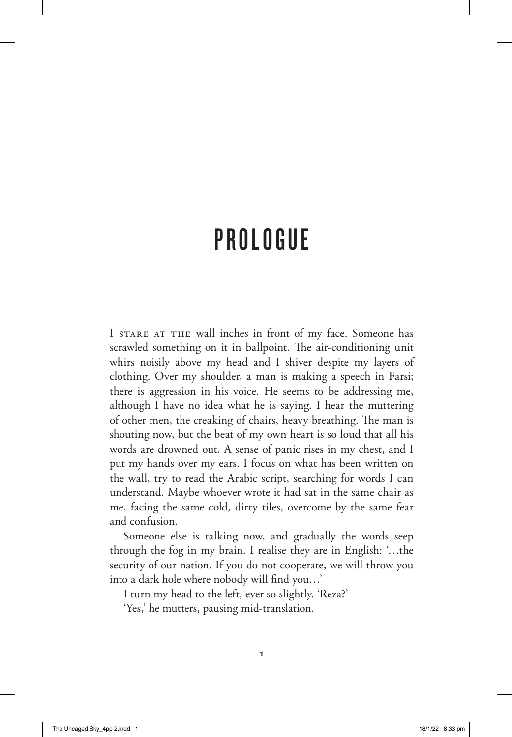# PROLOGUE

I STARE AT THE wall inches in front of my face. Someone has scrawled something on it in ballpoint. The air-conditioning unit whirs noisily above my head and I shiver despite my layers of clothing. Over my shoulder, a man is making a speech in Farsi; there is aggression in his voice. He seems to be addressing me, although I have no idea what he is saying. I hear the muttering of other men, the creaking of chairs, heavy breathing. The man is shouting now, but the beat of my own heart is so loud that all his words are drowned out. A sense of panic rises in my chest, and I put my hands over my ears. I focus on what has been written on the wall, try to read the Arabic script, searching for words I can understand. Maybe whoever wrote it had sat in the same chair as me, facing the same cold, dirty tiles, overcome by the same fear and confusion.

Someone else is talking now, and gradually the words seep through the fog in my brain. I realise they are in English: '…the security of our nation. If you do not cooperate, we will throw you into a dark hole where nobody will find you…'

I turn my head to the left, ever so slightly. 'Reza?'

'Yes,' he mutters, pausing mid-translation.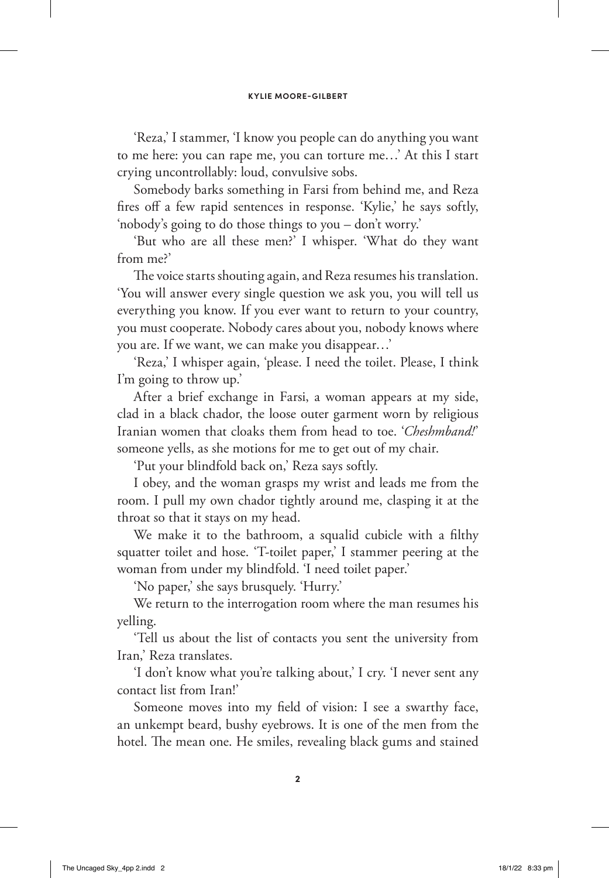'Reza,' I stammer, 'I know you people can do anything you want to me here: you can rape me, you can torture me…' At this I start crying uncontrollably: loud, convulsive sobs.

Somebody barks something in Farsi from behind me, and Reza fires off a few rapid sentences in response. 'Kylie,' he says softly, 'nobody's going to do those things to you – don't worry.'

'But who are all these men?' I whisper. 'What do they want from me?'

The voice starts shouting again, and Reza resumes his translation. 'You will answer every single question we ask you, you will tell us everything you know. If you ever want to return to your country, you must cooperate. Nobody cares about you, nobody knows where you are. If we want, we can make you disappear…'

'Reza,' I whisper again, 'please. I need the toilet. Please, I think I'm going to throw up.'

After a brief exchange in Farsi, a woman appears at my side, clad in a black chador, the loose outer garment worn by religious Iranian women that cloaks them from head to toe. '*Cheshmband!*' someone yells, as she motions for me to get out of my chair.

'Put your blindfold back on,' Reza says softly.

I obey, and the woman grasps my wrist and leads me from the room. I pull my own chador tightly around me, clasping it at the throat so that it stays on my head.

We make it to the bathroom, a squalid cubicle with a filthy squatter toilet and hose. 'T-toilet paper,' I stammer peering at the woman from under my blindfold. 'I need toilet paper.'

'No paper,' she says brusquely. 'Hurry.'

We return to the interrogation room where the man resumes his yelling.

'Tell us about the list of contacts you sent the university from Iran,' Reza translates.

'I don't know what you're talking about,' I cry. 'I never sent any contact list from Iran!'

Someone moves into my field of vision: I see a swarthy face, an unkempt beard, bushy eyebrows. It is one of the men from the hotel. The mean one. He smiles, revealing black gums and stained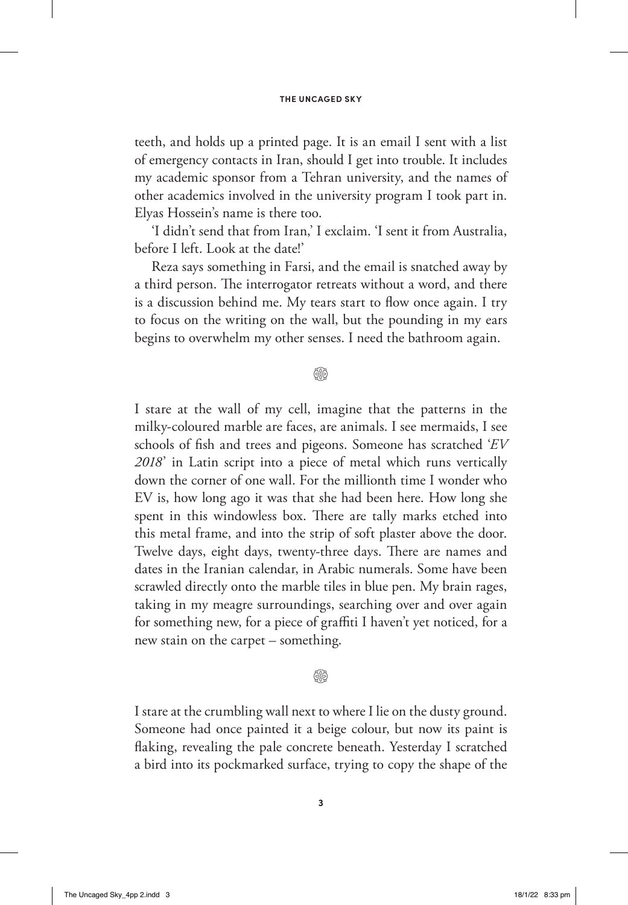teeth, and holds up a printed page. It is an email I sent with a list of emergency contacts in Iran, should I get into trouble. It includes my academic sponsor from a Tehran university, and the names of other academics involved in the university program I took part in. Elyas Hossein's name is there too.

'I didn't send that from Iran,' I exclaim. 'I sent it from Australia, before I left. Look at the date!'

Reza says something in Farsi, and the email is snatched away by a third person. The interrogator retreats without a word, and there is a discussion behind me. My tears start to flow once again. I try to focus on the writing on the wall, but the pounding in my ears begins to overwhelm my other senses. I need the bathroom again.

❁

I stare at the wall of my cell, imagine that the patterns in the milky-coloured marble are faces, are animals. I see mermaids, I see schools of fish and trees and pigeons. Someone has scratched '*EV 2018*' in Latin script into a piece of metal which runs vertically down the corner of one wall. For the millionth time I wonder who EV is, how long ago it was that she had been here. How long she spent in this windowless box. There are tally marks etched into this metal frame, and into the strip of soft plaster above the door. Twelve days, eight days, twenty-three days. There are names and dates in the Iranian calendar, in Arabic numerals. Some have been scrawled directly onto the marble tiles in blue pen. My brain rages, taking in my meagre surroundings, searching over and over again for something new, for a piece of graffiti I haven't yet noticed, for a new stain on the carpet – something.

❁

I stare at the crumbling wall next to where I lie on the dusty ground. Someone had once painted it a beige colour, but now its paint is flaking, revealing the pale concrete beneath. Yesterday I scratched a bird into its pockmarked surface, trying to copy the shape of the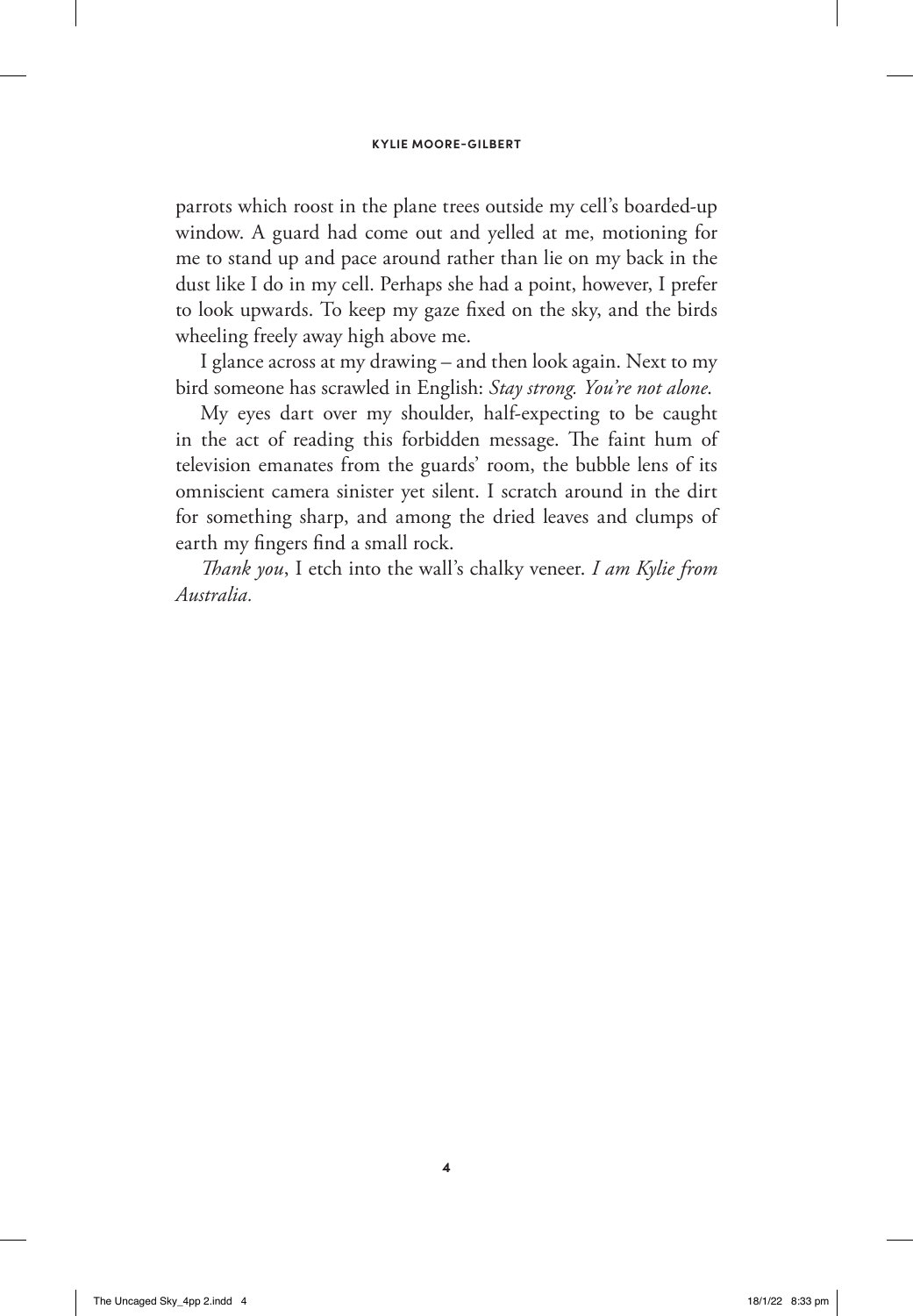parrots which roost in the plane trees outside my cell's boarded-up window. A guard had come out and yelled at me, motioning for me to stand up and pace around rather than lie on my back in the dust like I do in my cell. Perhaps she had a point, however, I prefer to look upwards. To keep my gaze fixed on the sky, and the birds wheeling freely away high above me.

I glance across at my drawing – and then look again. Next to my bird someone has scrawled in English: *Stay strong. You're not alone.*

My eyes dart over my shoulder, half-expecting to be caught in the act of reading this forbidden message. The faint hum of television emanates from the guards' room, the bubble lens of its omniscient camera sinister yet silent. I scratch around in the dirt for something sharp, and among the dried leaves and clumps of earth my fingers find a small rock.

*Thank you*, I etch into the wall's chalky veneer. *I am Kylie from Australia.*